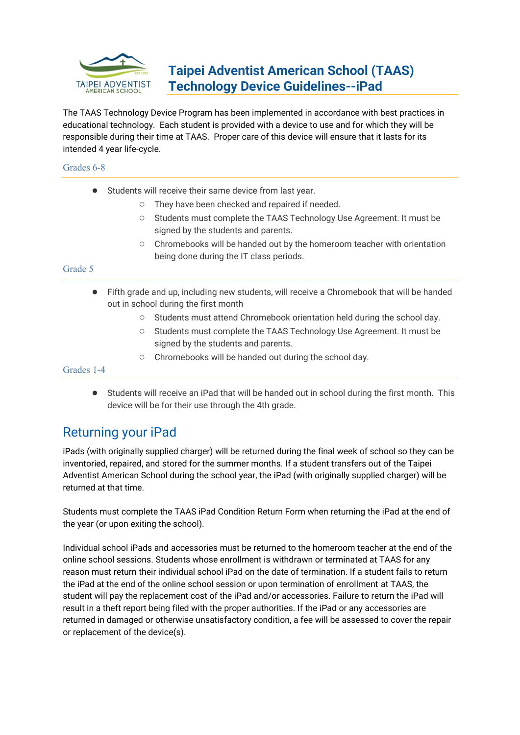# Taipei Adventist American School (TAAS) Technology Device Guidelines--iPad

The TAAS Technology Device Program has been implemented in accordance with best practices in educational technology. Each student is provided with a device to use and for which they will be responsible during their time at TAAS. Proper care of this device will ensure that it lasts for its intended 4 year life-cycle.

### Grades 6-8

- Students will receive their same device from last year.
  - They have been checked and repaired if needed.
  - Students must complete the TAAS Technology Use Agreement. It must be signed by the students and parents.
  - Chromebooks will be handed out by the homeroom teacher with orientation being done during the IT class periods.

### Grade 5

- Fifth grade and up, including new students, will receive a Chromebook that will be handed out in school during the first month
  - Students must attend Chromebook orientation held during the school day.
  - Students must complete the TAAS Technology Use Agreement. It must be signed by the students and parents.
  - Chromebooks will be handed out during the school day.

### Grades 1-4

- Students will receive an iPad that will be handed out in school during the first month. This device will be for their use through the 4th grade.

## Returning your iPad

iPads (with originally supplied charger) will be returned during the final week of school so they can be inventoried, repaired, and stored for the summer months. If a student transfers out of the Taipei Adventist American School during the school year, the iPad (with originally supplied charger) will be returned at that time.

Students must complete the TAAS iPad Condition Return Form when returning the iPad at the end of the year (or upon exiting the school).

Individual school iPads and accessories must be returned to the homeroom teacher at the end of the online school sessions. Students whose enrollment is withdrawn or terminated at TAAS for any reason must return their individual school iPad on the date of termination. If a student fails to return the iPad at the end of the online school session or upon termination of enrollment at TAAS, the student will pay the replacement cost of the iPad and/or accessories. Failure to return the iPad will result in a theft report being filed with the proper authorities. If the iPad or any accessories are returned in damaged or otherwise unsatisfactory condition, a fee will be assessed to cover the repair or replacement of the device(s).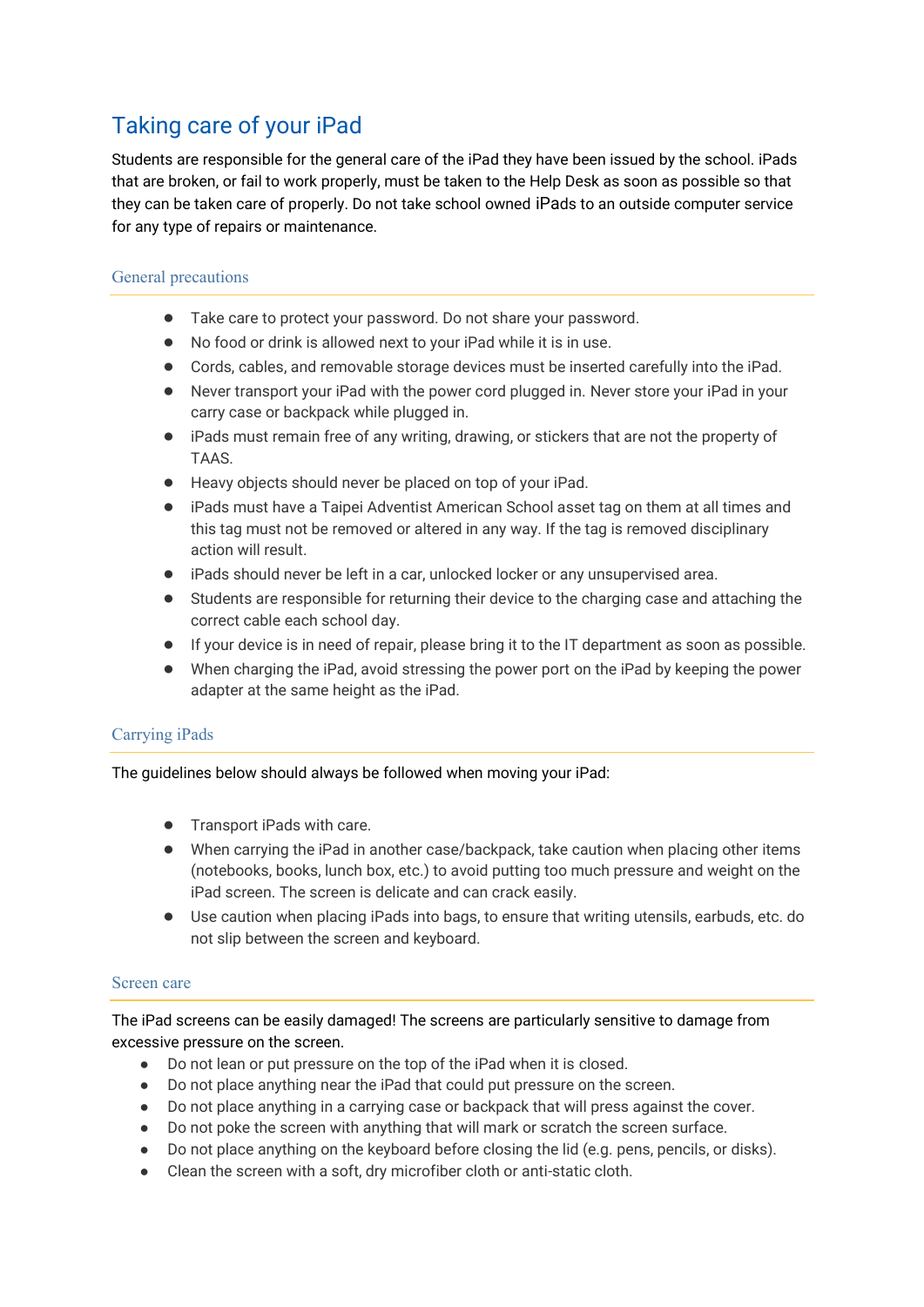# Taking care of your iPad

Students are responsible for the general care of the iPad they have been issued by the school. iPads that are broken, or fail to work properly, must be taken to the Help Desk as soon as possible so that they can be taken care of properly. Do not take school owned iPads to an outside computer service for any type of repairs or maintenance.

## General precautions

- Take care to protect your password. Do not share your password.
- No food or drink is allowed next to your iPad while it is in use.
- Cords, cables, and removable storage devices must be inserted carefully into the iPad.
- Never transport your iPad with the power cord plugged in. Never store your iPad in your carry case or backpack while plugged in.
- iPads must remain free of any writing, drawing, or stickers that are not the property of TAAS.
- Heavy objects should never be placed on top of your iPad.
- iPads must have a Taipei Adventist American School asset tag on them at all times and this tag must not be removed or altered in any way. If the tag is removed disciplinary action will result.
- iPads should never be left in a car, unlocked locker or any unsupervised area.
- Students are responsible for returning their device to the charging case and attaching the correct cable each school day.
- If your device is in need of repair, please bring it to the IT department as soon as possible.
- When charging the iPad, avoid stressing the power port on the iPad by keeping the power adapter at the same height as the iPad.

## Carrying iPads

The guidelines below should always be followed when moving your iPad:

- Transport iPads with care.
- When carrying the iPad in another case/backpack, take caution when placing other items (notebooks, books, lunch box, etc.) to avoid putting too much pressure and weight on the iPad screen. The screen is delicate and can crack easily.
- Use caution when placing iPads into bags, to ensure that writing utensils, earbuds, etc. do not slip between the screen and keyboard.

## Screen care

The iPad screens can be easily damaged! The screens are particularly sensitive to damage from excessive pressure on the screen.

- Do not lean or put pressure on the top of the iPad when it is closed.
- Do not place anything near the iPad that could put pressure on the screen.
- Do not place anything in a carrying case or backpack that will press against the cover.
- Do not poke the screen with anything that will mark or scratch the screen surface.
- Do not place anything on the keyboard before closing the lid (e.g. pens, pencils, or disks).
- Clean the screen with a soft, dry microfiber cloth or anti-static cloth.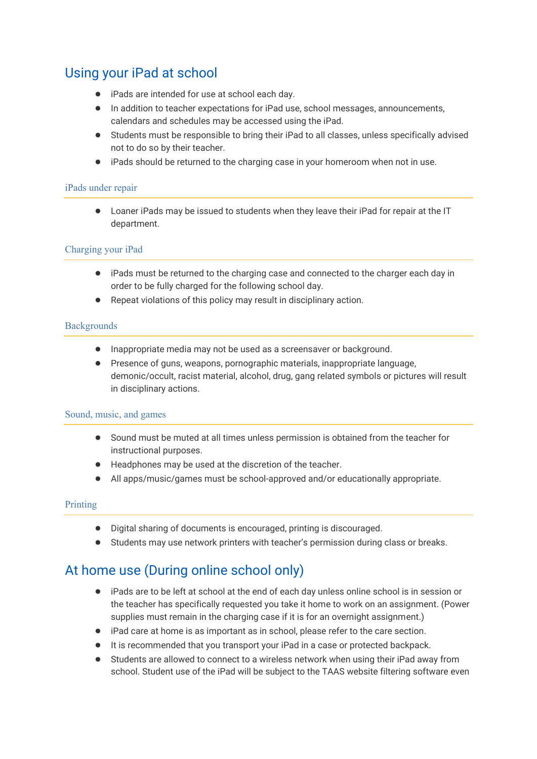## Using your iPad at school

- iPads are intended for use at school each day.
- In addition to teacher expectations for iPad use, school messages, announcements, calendars and schedules may be accessed using the iPad.
- Students must be responsible to bring their iPad to all classes, unless specifically advised not to do so by their teacher.
- iPads should be returned to the charging case in your homeroom when not in use.

### iPads under repair

- Loaner iPads may be issued to students when they leave their iPad for repair at the IT department.

### Charging your iPad

- iPads must be returned to the charging case and connected to the charger each day in order to be fully charged for the following school day.
- Repeat violations of this policy may result in disciplinary action.

### Backgrounds

- Inappropriate media may not be used as a screensaver or background.
- Presence of guns, weapons, pornographic materials, inappropriate language, demonic/occult, racist material, alcohol, drug, gang related symbols or pictures will result in disciplinary actions.

### Sound, music, and games

- Sound must be muted at all times unless permission is obtained from the teacher for instructional purposes.
- Headphones may be used at the discretion of the teacher.
- All apps/music/games must be school-approved and/or educationally appropriate.

### Printing

- Digital sharing of documents is encouraged, printing is discouraged.
- Students may use network printers with teacher's permission during class or breaks.

## At home use (During online school only)

- iPads are to be left at school at the end of each day unless online school is in session or the teacher has specifically requested you take it home to work on an assignment. (Power supplies must remain in the charging case if it is for an overnight assignment.)
- iPad care at home is as important as in school, please refer to the care section.
- It is recommended that you transport your iPad in a case or protected backpack.
- Students are allowed to connect to a wireless network when using their iPad away from school. Student use of the iPad will be subject to the TAAS website filtering software even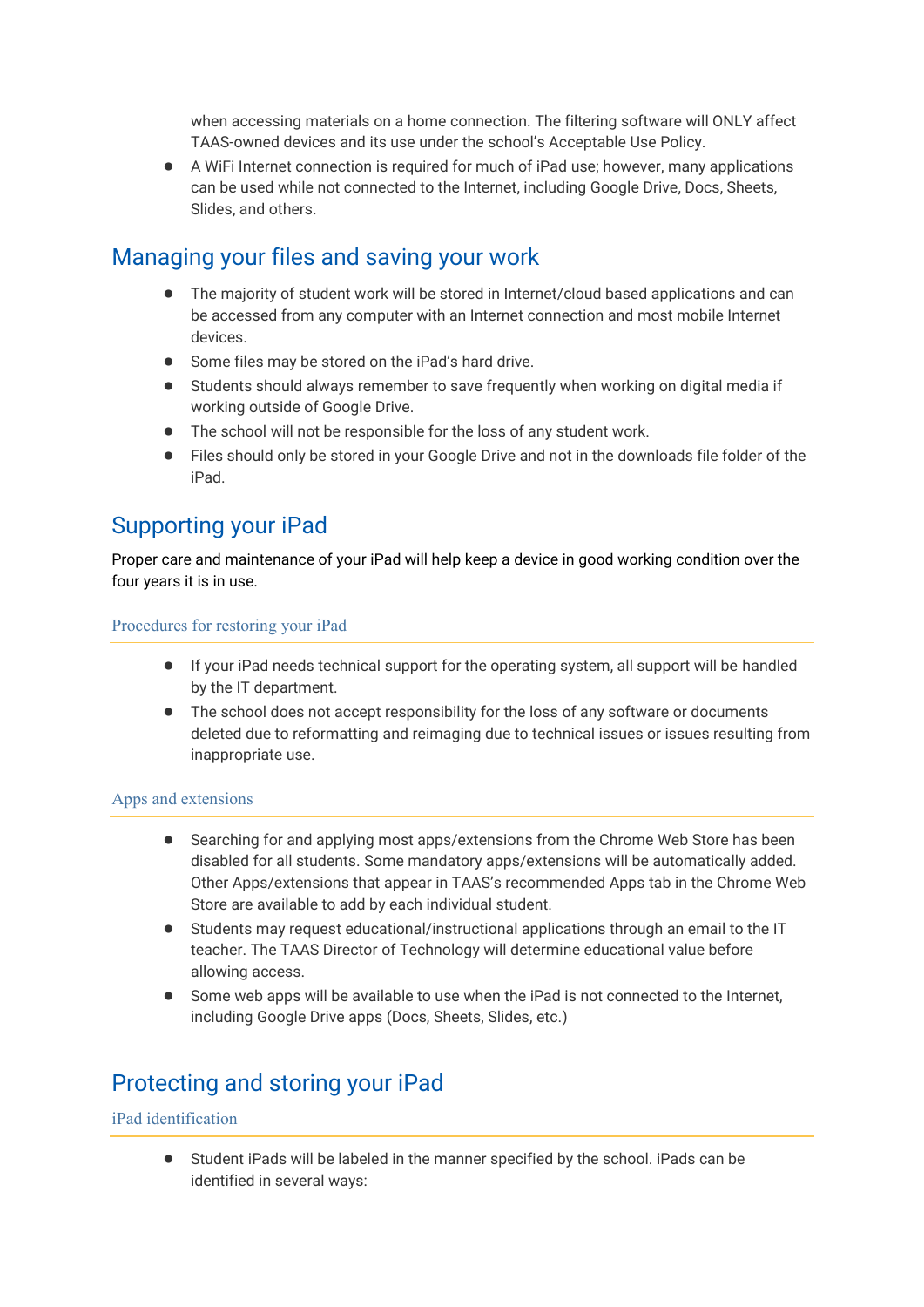when accessing materials on a home connection. The filtering software will ONLY affect TAAS-owned devices and its use under the school's Acceptable Use Policy.

- A WiFi Internet connection is required for much of iPad use; however, many applications can be used while not connected to the Internet, including Google Drive, Docs, Sheets, Slides, and others.

## Managing your files and saving your work

- The majority of student work will be stored in Internet/cloud based applications and can be accessed from any computer with an Internet connection and most mobile Internet devices.
- Some files may be stored on the iPad's hard drive.
- Students should always remember to save frequently when working on digital media if working outside of Google Drive.
- The school will not be responsible for the loss of any student work.
- Files should only be stored in your Google Drive and not in the downloads file folder of the iPad.

## Supporting your iPad

Proper care and maintenance of your iPad will help keep a device in good working condition over the four years it is in use.

### Procedures for restoring your iPad

- If your iPad needs technical support for the operating system, all support will be handled by the IT department.
- The school does not accept responsibility for the loss of any software or documents deleted due to reformatting and reimaging due to technical issues or issues resulting from inappropriate use.

### Apps and extensions

- Searching for and applying most apps/extensions from the Chrome Web Store has been disabled for all students. Some mandatory apps/extensions will be automatically added. Other Apps/extensions that appear in TAAS's recommended Apps tab in the Chrome Web Store are available to add by each individual student.
- Students may request educational/instructional applications through an email to the IT teacher. The TAAS Director of Technology will determine educational value before allowing access.
- Some web apps will be available to use when the iPad is not connected to the Internet, including Google Drive apps (Docs, Sheets, Slides, etc.)

## Protecting and storing your iPad

### iPad identification

- Student iPads will be labeled in the manner specified by the school. iPads can be identified in several ways: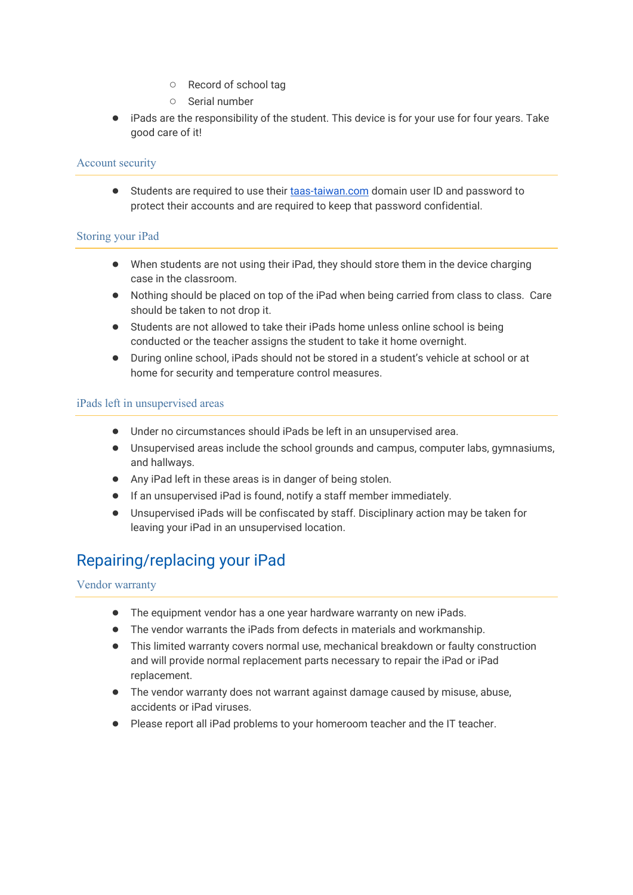- Record of school tag
  - Serial number
- iPads are the responsibility of the student. This device is for your use for four years. Take good care of it!

### Account security

- Students are required to use their [taas-taiwan.com](taas-taiwan.com) domain user ID and password to protect their accounts and are required to keep that password confidential.

### Storing your iPad

- When students are not using their iPad, they should store them in the device charging case in the classroom.
- Nothing should be placed on top of the iPad when being carried from class to class. Care should be taken to not drop it.
- Students are not allowed to take their iPads home unless online school is being conducted or the teacher assigns the student to take it home overnight.
- During online school, iPads should not be stored in a student's vehicle at school or at home for security and temperature control measures.

### iPads left in unsupervised areas

- Under no circumstances should iPads be left in an unsupervised area.
- Unsupervised areas include the school grounds and campus, computer labs, gymnasiums, and hallways.
- Any iPad left in these areas is in danger of being stolen.
- If an unsupervised iPad is found, notify a staff member immediately.
- Unsupervised iPads will be confiscated by staff. Disciplinary action may be taken for leaving your iPad in an unsupervised location.

## Repairing/replacing your iPad

### Vendor warranty

- The equipment vendor has a one year hardware warranty on new iPads.
- The vendor warrants the iPads from defects in materials and workmanship.
- This limited warranty covers normal use, mechanical breakdown or faulty construction and will provide normal replacement parts necessary to repair the iPad or iPad replacement.
- The vendor warranty does not warrant against damage caused by misuse, abuse, accidents or iPad viruses.
- Please report all iPad problems to your homeroom teacher and the IT teacher.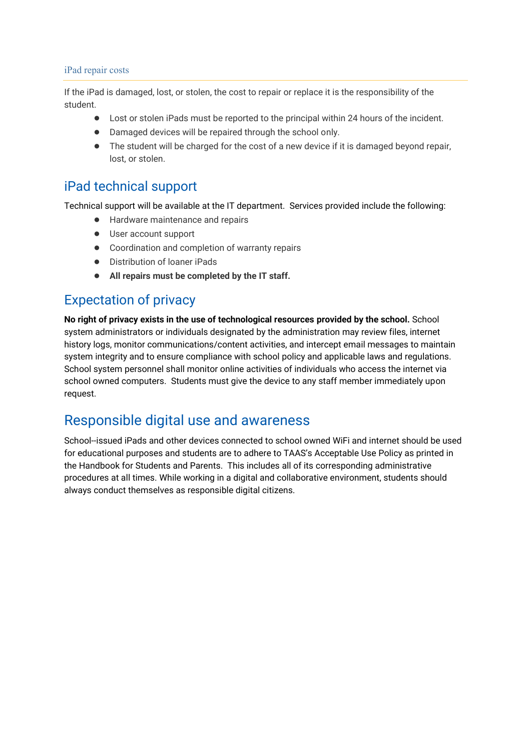### iPad repair costs

If the iPad is damaged, lost, or stolen, the cost to repair or replace it is the responsibility of the student.

- Lost or stolen iPads must be reported to the principal within 24 hours of the incident.
- Damaged devices will be repaired through the school only.
- The student will be charged for the cost of a new device if it is damaged beyond repair, lost, or stolen.

## iPad technical support

Technical support will be available at the IT department.  Services provided include the following:

- Hardware maintenance and repairs
- User account support
- Coordination and completion of warranty repairs
- Distribution of loaner iPads
- **All repairs must be completed by the IT staff.**

## Expectation of privacy

**No right of privacy exists in the use of technological resources provided by the school.** School system administrators or individuals designated by the administration may review files, internet history logs, monitor communications/content activities, and intercept email messages to maintain system integrity and to ensure compliance with school policy and applicable laws and regulations. School system personnel shall monitor online activities of individuals who access the internet via school owned computers.  Students must give the device to any staff member immediately upon request.

## Responsible digital use and awareness

School--issued iPads and other devices connected to school owned WiFi and internet should be used for educational purposes and students are to adhere to TAAS's Acceptable Use Policy as printed in the Handbook for Students and Parents.  This includes all of its corresponding administrative procedures at all times. While working in a digital and collaborative environment, students should always conduct themselves as responsible digital citizens.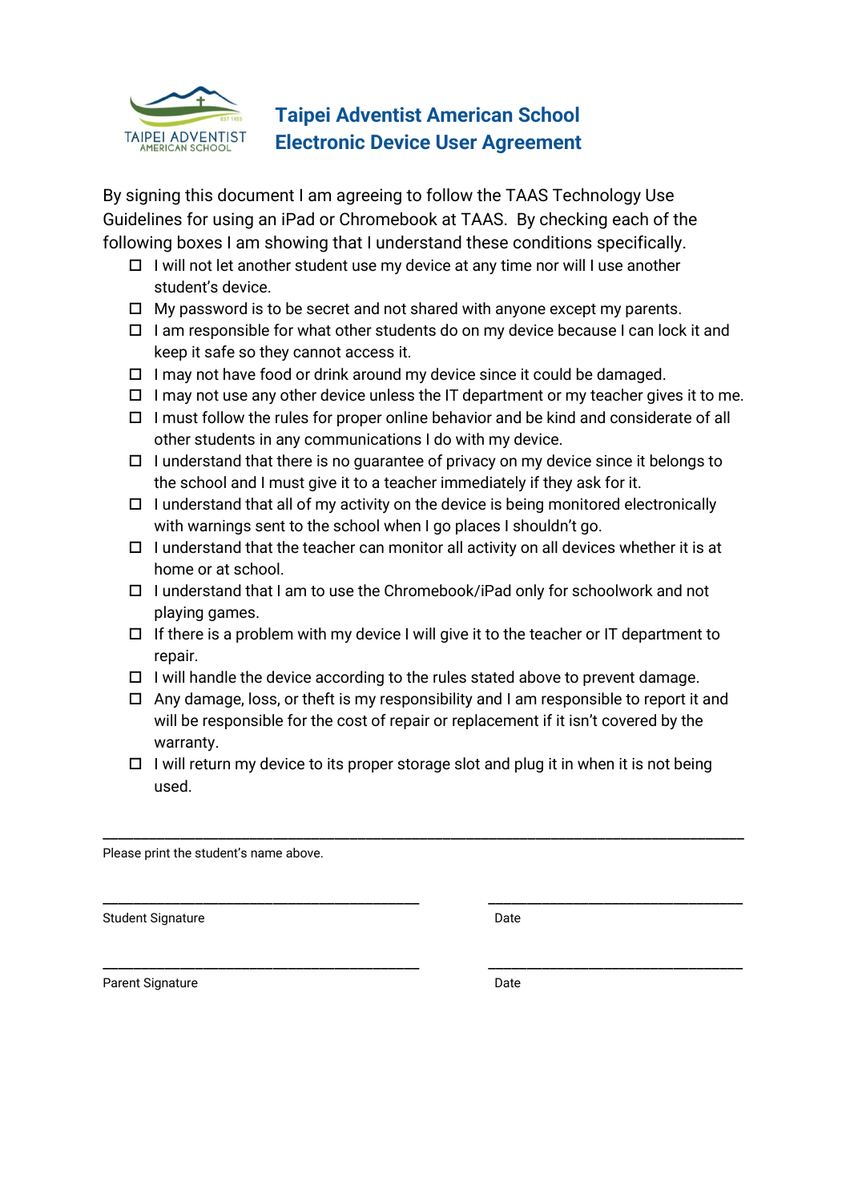# Taipei Adventist American School
# Electronic Device User Agreement

By signing this document I am agreeing to follow the TAAS Technology Use Guidelines for using an iPad or Chromebook at TAAS. By checking each of the following boxes I am showing that I understand these conditions specifically.

- ☐ I will not let another student use my device at any time nor will I use another student's device.
- ☐ My password is to be secret and not shared with anyone except my parents.
- ☐ I am responsible for what other students do on my device because I can lock it and keep it safe so they cannot access it.
- ☐ I may not have food or drink around my device since it could be damaged.
- ☐ I may not use any other device unless the IT department or my teacher gives it to me.
- ☐ I must follow the rules for proper online behavior and be kind and considerate of all other students in any communications I do with my device.
- ☐ I understand that there is no guarantee of privacy on my device since it belongs to the school and I must give it to a teacher immediately if they ask for it.
- ☐ I understand that all of my activity on the device is being monitored electronically with warnings sent to the school when I go places I shouldn't go.
- ☐ I understand that the teacher can monitor all activity on all devices whether it is at home or at school.
- ☐ I understand that I am to use the Chromebook/iPad only for schoolwork and not playing games.
- ☐ If there is a problem with my device I will give it to the teacher or IT department to repair.
- ☐ I will handle the device according to the rules stated above to prevent damage.
- ☐ Any damage, loss, or theft is my responsibility and I am responsible to report it and will be responsible for the cost of repair or replacement if it isn't covered by the warranty.
- ☐ I will return my device to its proper storage slot and plug it in when it is not being used.

\_\_\_\_\_\_\_\_\_\_\_\_\_\_\_\_\_\_\_\_\_\_\_\_\_\_\_\_\_\_\_\_\_\_\_\_\_\_\_\_\_\_\_\_\_\_\_\_\_\_\_\_\_\_\_\_\_\_\_\_

Please print the student's name above.

\_\_\_\_\_\_\_\_\_\_\_\_\_\_\_\_\_\_\_\_\_\_\_\_\_\_\_\_\_\_\_\_ \_\_\_\_\_\_\_\_\_\_\_\_\_\_\_\_\_\_\_\_\_\_\_\_\_

Student Signature Date

\_\_\_\_\_\_\_\_\_\_\_\_\_\_\_\_\_\_\_\_\_\_\_\_\_\_\_\_\_\_\_\_ \_\_\_\_\_\_\_\_\_\_\_\_\_\_\_\_\_\_\_\_\_\_\_\_\_

Parent Signature Date